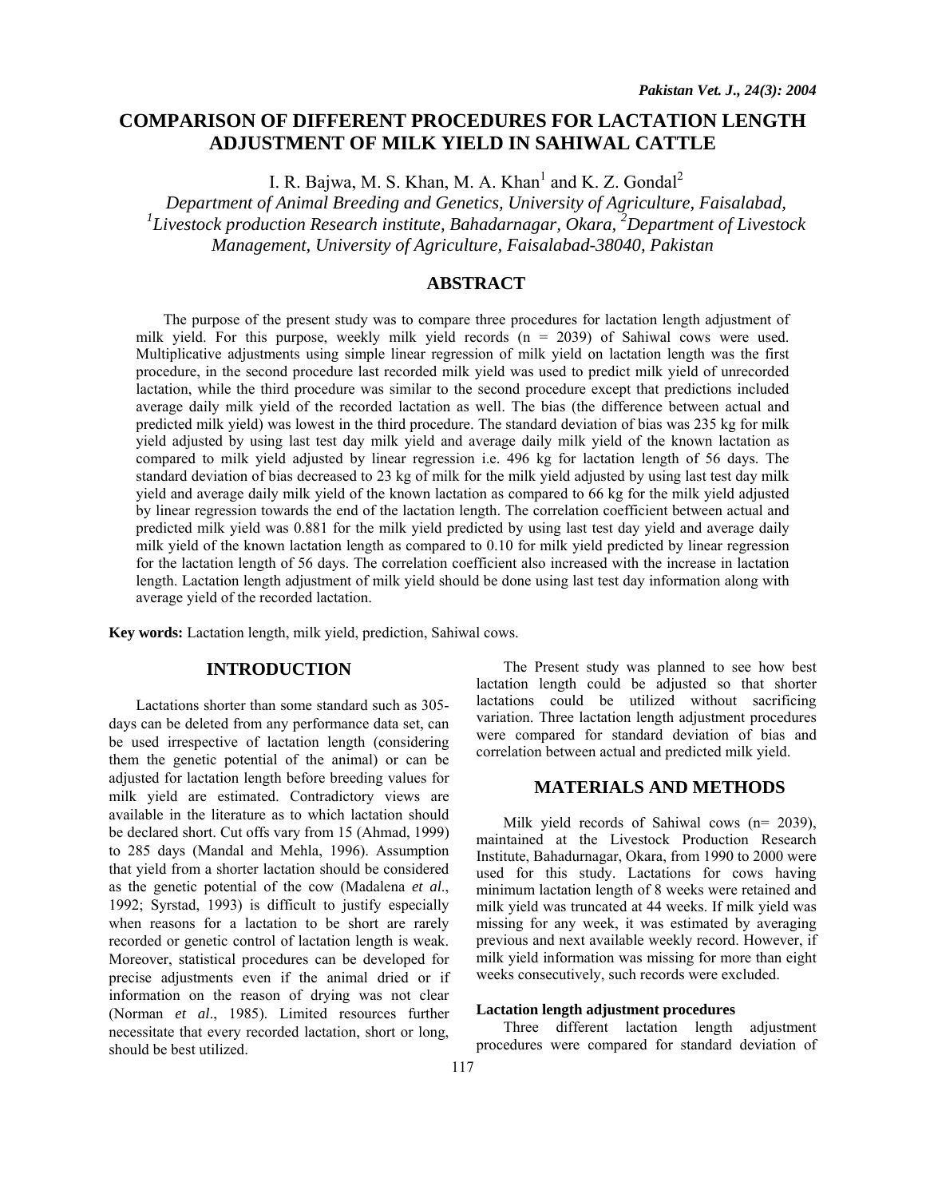# COMPARISON OF DIFFERENT PROCEDURES FOR LACTATION LENGTH ADJUSTMENT OF MILK YIELD IN SAHIWAL CATTLE

I. R. Bajwa, M. S. Khan, M. A. Khan[1] and K. Z. Gondal[2]

*Department of Animal Breeding and Genetics, University of Agriculture, Faisalabad,*
*[1]Livestock production Research institute, Bahadarnagar, Okara, [2]Department of Livestock Management, University of Agriculture, Faisalabad-38040, Pakistan*

## ABSTRACT

The purpose of the present study was to compare three procedures for lactation length adjustment of milk yield. For this purpose, weekly milk yield records (n = 2039) of Sahiwal cows were used. Multiplicative adjustments using simple linear regression of milk yield on lactation length was the first procedure, in the second procedure last recorded milk yield was used to predict milk yield of unrecorded lactation, while the third procedure was similar to the second procedure except that predictions included average daily milk yield of the recorded lactation as well. The bias (the difference between actual and predicted milk yield) was lowest in the third procedure. The standard deviation of bias was 235 kg for milk yield adjusted by using last test day milk yield and average daily milk yield of the known lactation as compared to milk yield adjusted by linear regression i.e. 496 kg for lactation length of 56 days. The standard deviation of bias decreased to 23 kg of milk for the milk yield adjusted by using last test day milk yield and average daily milk yield of the known lactation as compared to 66 kg for the milk yield adjusted by linear regression towards the end of the lactation length. The correlation coefficient between actual and predicted milk yield was 0.881 for the milk yield predicted by using last test day yield and average daily milk yield of the known lactation length as compared to 0.10 for milk yield predicted by linear regression for the lactation length of 56 days. The correlation coefficient also increased with the increase in lactation length. Lactation length adjustment of milk yield should be done using last test day information along with average yield of the recorded lactation.

**Key words:** Lactation length, milk yield, prediction, Sahiwal cows.

## INTRODUCTION

Lactations shorter than some standard such as 305-days can be deleted from any performance data set, can be used irrespective of lactation length (considering them the genetic potential of the animal) or can be adjusted for lactation length before breeding values for milk yield are estimated. Contradictory views are available in the literature as to which lactation should be declared short. Cut offs vary from 15 (Ahmad, 1999) to 285 days (Mandal and Mehla, 1996). Assumption that yield from a shorter lactation should be considered as the genetic potential of the cow (Madalena *et al*., 1992; Syrstad, 1993) is difficult to justify especially when reasons for a lactation to be short are rarely recorded or genetic control of lactation length is weak. Moreover, statistical procedures can be developed for precise adjustments even if the animal dried or if information on the reason of drying was not clear (Norman *et al*., 1985). Limited resources further necessitate that every recorded lactation, short or long, should be best utilized.

The Present study was planned to see how best lactation length could be adjusted so that shorter lactations could be utilized without sacrificing variation. Three lactation length adjustment procedures were compared for standard deviation of bias and correlation between actual and predicted milk yield.

## MATERIALS AND METHODS

Milk yield records of Sahiwal cows (n= 2039), maintained at the Livestock Production Research Institute, Bahadurnagar, Okara, from 1990 to 2000 were used for this study. Lactations for cows having minimum lactation length of 8 weeks were retained and milk yield was truncated at 44 weeks. If milk yield was missing for any week, it was estimated by averaging previous and next available weekly record. However, if milk yield information was missing for more than eight weeks consecutively, such records were excluded.

### Lactation length adjustment procedures

Three different lactation length adjustment procedures were compared for standard deviation of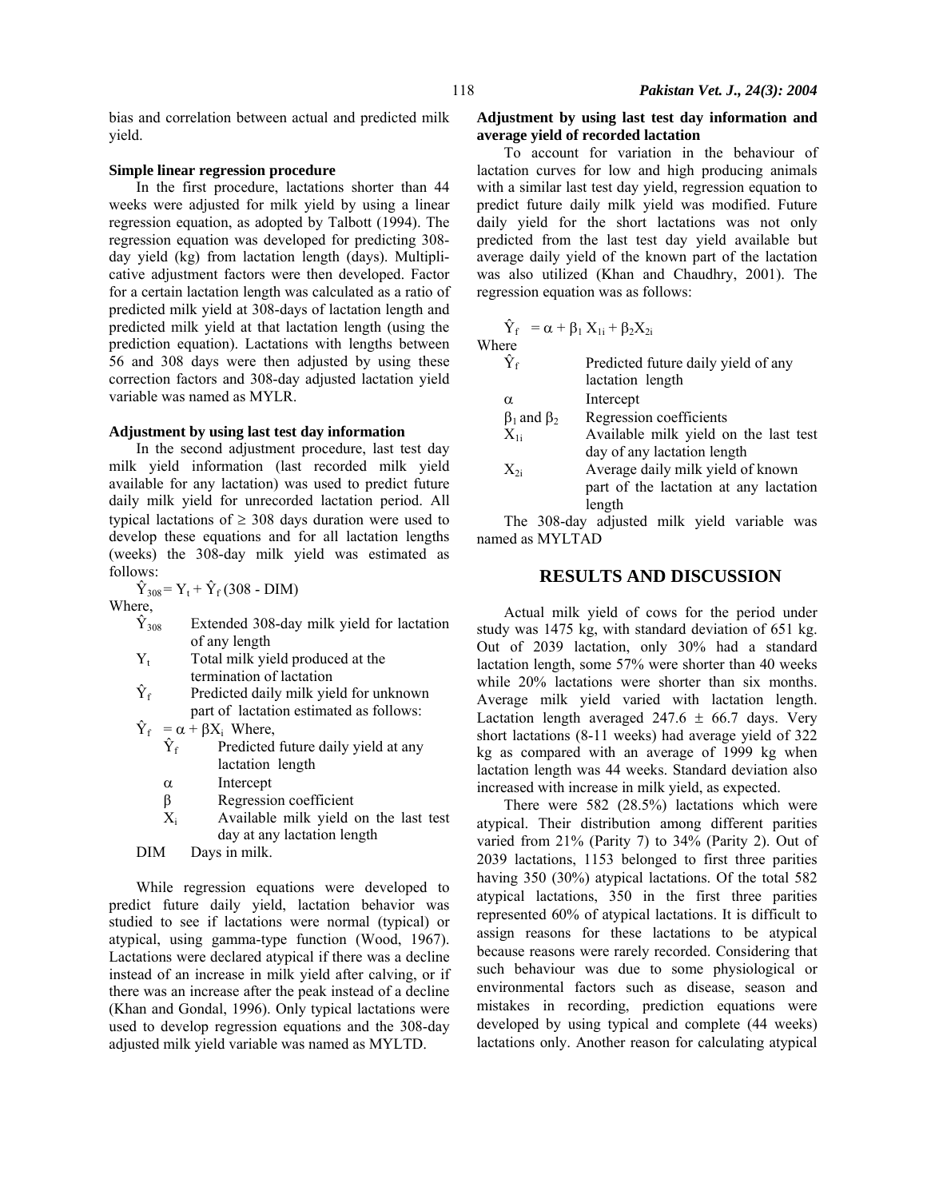bias and correlation between actual and predicted milk yield.

**Simple linear regression procedure**

In the first procedure, lactations shorter than 44 weeks were adjusted for milk yield by using a linear regression equation, as adopted by Talbott (1994). The regression equation was developed for predicting 308-day yield (kg) from lactation length (days). Multiplicative adjustment factors were then developed. Factor for a certain lactation length was calculated as a ratio of predicted milk yield at 308-days of lactation length and predicted milk yield at that lactation length (using the prediction equation). Lactations with lengths between 56 and 308 days were then adjusted by using these correction factors and 308-day adjusted lactation yield variable was named as MYLR.

**Adjustment by using last test day information**

In the second adjustment procedure, last test day milk yield information (last recorded milk yield available for any lactation) was used to predict future daily milk yield for unrecorded lactation period. All typical lactations of ≥ 308 days duration were used to develop these equations and for all lactation lengths (weeks) the 308-day milk yield was estimated as follows:

$$\hat{Y}_{308} = Y_t + \hat{Y}_f (308 - DIM)$$

Where,

- $\hat{Y}_{308}$ Extended 308-day milk yield for lactation of any length
- $Y_t$ Total milk yield produced at the termination of lactation
- $\hat{Y}_f$ Predicted daily milk yield for unknown part of lactation estimated as follows:

$\hat{Y}_f = \alpha + \beta X_i$ Where,

- $\hat{Y}_f$ Predicted future daily yield at any lactation length
- $\alpha$ Intercept
- $\beta$ Regression coefficient
- $X_i$ Available milk yield on the last test day at any lactation length

DIM Days in milk.

While regression equations were developed to predict future daily yield, lactation behavior was studied to see if lactations were normal (typical) or atypical, using gamma-type function (Wood, 1967). Lactations were declared atypical if there was a decline instead of an increase in milk yield after calving, or if there was an increase after the peak instead of a decline (Khan and Gondal, 1996). Only typical lactations were used to develop regression equations and the 308-day adjusted milk yield variable was named as MYLTD.

**Adjustment by using last test day information and average yield of recorded lactation**

To account for variation in the behaviour of lactation curves for low and high producing animals with a similar last test day yield, regression equation to predict future daily milk yield was modified. Future daily yield for the short lactations was not only predicted from the last test day yield available but average daily yield of the known part of the lactation was also utilized (Khan and Chaudhry, 2001). The regression equation was as follows:

$$\hat{Y}_f = \alpha + \beta_1 X_{1i} + \beta_2 X_{2i}$$

Where

- $\hat{Y}_f$ Predicted future daily yield of any lactation length
- $\alpha$ Intercept
- $\beta_1$ and $\beta_2$ Regression coefficients
- $X_{1i}$ Available milk yield on the last test day of any lactation length
- $X_{2i}$ Average daily milk yield of known part of the lactation at any lactation length

The 308-day adjusted milk yield variable was named as MYLTAD

## RESULTS AND DISCUSSION

Actual milk yield of cows for the period under study was 1475 kg, with standard deviation of 651 kg. Out of 2039 lactation, only 30% had a standard lactation length, some 57% were shorter than 40 weeks while 20% lactations were shorter than six months. Average milk yield varied with lactation length. Lactation length averaged 247.6 ± 66.7 days. Very short lactations (8-11 weeks) had average yield of 322 kg as compared with an average of 1999 kg when lactation length was 44 weeks. Standard deviation also increased with increase in milk yield, as expected.

There were 582 (28.5%) lactations which were atypical. Their distribution among different parities varied from 21% (Parity 7) to 34% (Parity 2). Out of 2039 lactations, 1153 belonged to first three parities having 350 (30%) atypical lactations. Of the total 582 atypical lactations, 350 in the first three parities represented 60% of atypical lactations. It is difficult to assign reasons for these lactations to be atypical because reasons were rarely recorded. Considering that such behaviour was due to some physiological or environmental factors such as disease, season and mistakes in recording, prediction equations were developed by using typical and complete (44 weeks) lactations only. Another reason for calculating atypical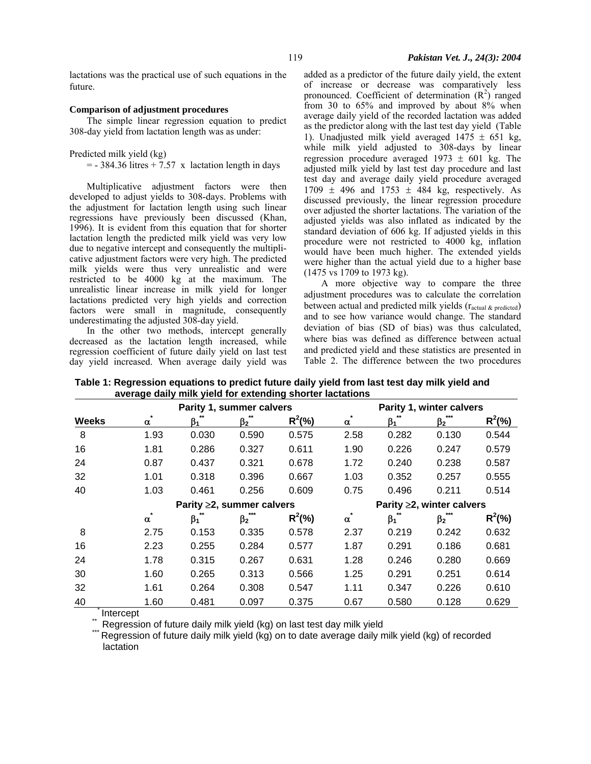lactations was the practical use of such equations in the future.

**Comparison of adjustment procedures**

The simple linear regression equation to predict 308-day yield from lactation length was as under:

Predicted milk yield (kg)
= - 384.36 litres + 7.57 x lactation length in days

Multiplicative adjustment factors were then developed to adjust yields to 308-days. Problems with the adjustment for lactation length using such linear regressions have previously been discussed (Khan, 1996). It is evident from this equation that for shorter lactation length the predicted milk yield was very low due to negative intercept and consequently the multiplicative adjustment factors were very high. The predicted milk yields were thus very unrealistic and were restricted to be 4000 kg at the maximum. The unrealistic linear increase in milk yield for longer lactations predicted very high yields and correction factors were small in magnitude, consequently underestimating the adjusted 308-day yield.

In the other two methods, intercept generally decreased as the lactation length increased, while regression coefficient of future daily yield on last test day yield increased. When average daily yield was added as a predictor of the future daily yield, the extent of increase or decrease was comparatively less pronounced. Coefficient of determination ($R^2$) ranged from 30 to 65% and improved by about 8% when average daily yield of the recorded lactation was added as the predictor along with the last test day yield (Table 1). Unadjusted milk yield averaged 1475 ± 651 kg, while milk yield adjusted to 308-days by linear regression procedure averaged 1973 ± 601 kg. The adjusted milk yield by last test day procedure and last test day and average daily yield procedure averaged 1709 ± 496 and 1753 ± 484 kg, respectively. As discussed previously, the linear regression procedure over adjusted the shorter lactations. The variation of the adjusted yields was also inflated as indicated by the standard deviation of 606 kg. If adjusted yields in this procedure were not restricted to 4000 kg, inflation would have been much higher. The extended yields were higher than the actual yield due to a higher base (1475 vs 1709 to 1973 kg).

A more objective way to compare the three adjustment procedures was to calculate the correlation between actual and predicted milk yields ($r_{actual\ \&\ predicted}$) and to see how variance would change. The standard deviation of bias (SD of bias) was thus calculated, where bias was defined as difference between actual and predicted yield and these statistics are presented in Table 2. The difference between the two procedures

**Table 1: Regression equations to predict future daily yield from last test day milk yield and average daily milk yield for extending shorter lactations**

| | Parity 1, summer calvers | | | | Parity 1, winter calvers | | | |
|---|---|---|---|---|---|---|---|---|
| Weeks | $\alpha^*$ | $\beta_1^{**}$ | $\beta_2^{**}$ | $R^2$(%) | $\alpha^*$ | $\beta_1^{**}$ | $\beta_2^{***}$ | $R^2$(%) |
| 8 | 1.93 | 0.030 | 0.590 | 0.575 | 2.58 | 0.282 | 0.130 | 0.544 |
| 16 | 1.81 | 0.286 | 0.327 | 0.611 | 1.90 | 0.226 | 0.247 | 0.579 |
| 24 | 0.87 | 0.437 | 0.321 | 0.678 | 1.72 | 0.240 | 0.238 | 0.587 |
| 32 | 1.01 | 0.318 | 0.396 | 0.667 | 1.03 | 0.352 | 0.257 | 0.555 |
| 40 | 1.03 | 0.461 | 0.256 | 0.609 | 0.75 | 0.496 | 0.211 | 0.514 |
| | Parity ≥2, summer calvers | | | | Parity ≥2, winter calvers | | | |
| | $\alpha^*$ | $\beta_1^{**}$ | $\beta_2^{***}$ | $R^2$(%) | $\alpha^*$ | $\beta_1^{**}$ | $\beta_2^{***}$ | $R^2$(%) |
| 8 | 2.75 | 0.153 | 0.335 | 0.578 | 2.37 | 0.219 | 0.242 | 0.632 |
| 16 | 2.23 | 0.255 | 0.284 | 0.577 | 1.87 | 0.291 | 0.186 | 0.681 |
| 24 | 1.78 | 0.315 | 0.267 | 0.631 | 1.28 | 0.246 | 0.280 | 0.669 |
| 30 | 1.60 | 0.265 | 0.313 | 0.566 | 1.25 | 0.291 | 0.251 | 0.614 |
| 32 | 1.61 | 0.264 | 0.308 | 0.547 | 1.11 | 0.347 | 0.226 | 0.610 |
| 40 | 1.60 | 0.481 | 0.097 | 0.375 | 0.67 | 0.580 | 0.128 | 0.629 |

\* Intercept
\*\* Regression of future daily milk yield (kg) on last test day milk yield
\*\*\* Regression of future daily milk yield (kg) on to date average daily milk yield (kg) of recorded lactation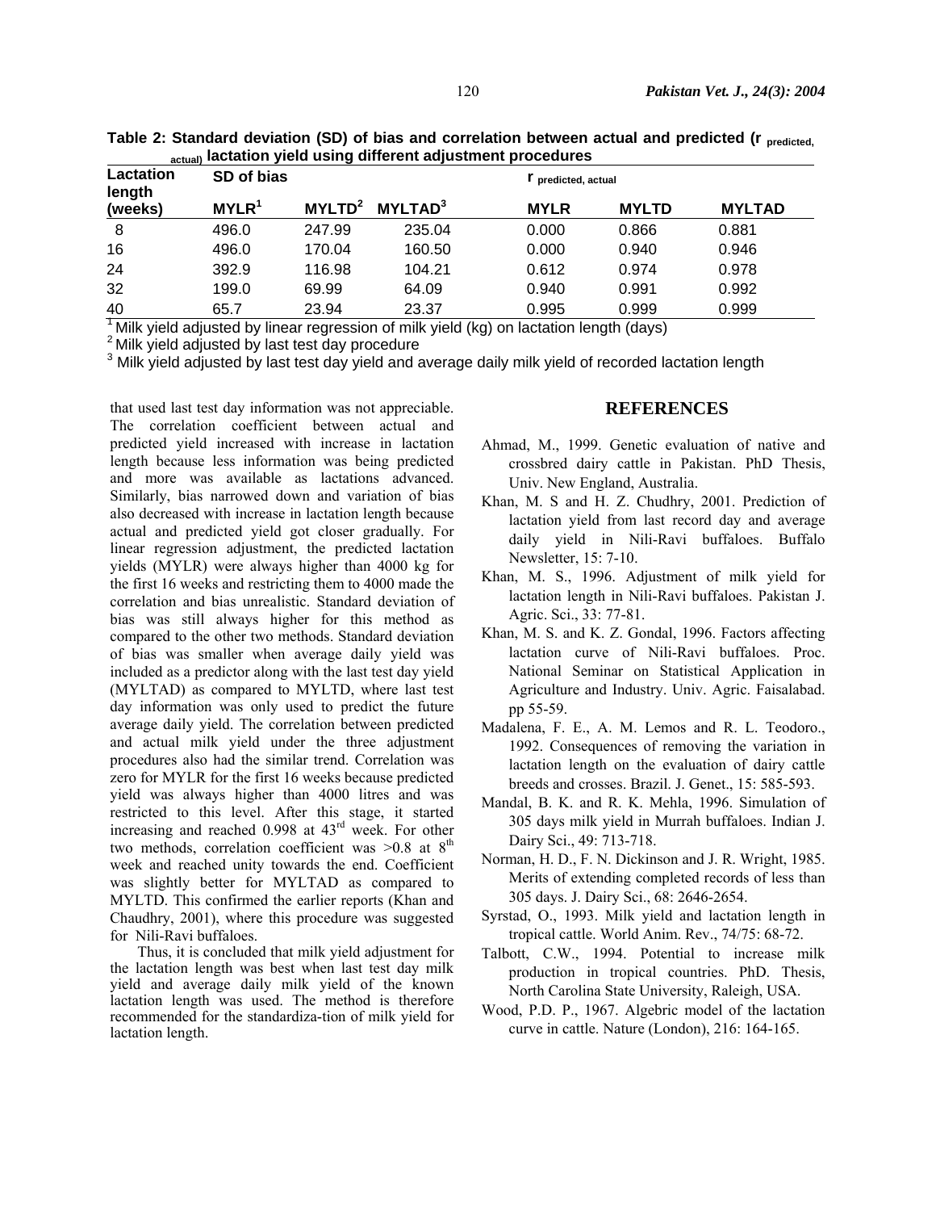**Table 2: Standard deviation (SD) of bias and correlation between actual and predicted ($r_{\text{predicted, actual}}$) lactation yield using different adjustment procedures**

| Lactation length (weeks) | SD of bias | | | $r_{\text{predicted, actual}}$ | | |
|---|---|---|---|---|---|---|
| | MYLR[1] | MYLTD[2] | MYLTAD[3] | MYLR | MYLTD | MYLTAD |
| 8 | 496.0 | 247.99 | 235.04 | 0.000 | 0.866 | 0.881 |
| 16 | 496.0 | 170.04 | 160.50 | 0.000 | 0.940 | 0.946 |
| 24 | 392.9 | 116.98 | 104.21 | 0.612 | 0.974 | 0.978 |
| 32 | 199.0 | 69.99 | 64.09 | 0.940 | 0.991 | 0.992 |
| 40 | 65.7 | 23.94 | 23.37 | 0.995 | 0.999 | 0.999 |

[1] Milk yield adjusted by linear regression of milk yield (kg) on lactation length (days)
[2] Milk yield adjusted by last test day procedure
[3] Milk yield adjusted by last test day yield and average daily milk yield of recorded lactation length

that used last test day information was not appreciable. The correlation coefficient between actual and predicted yield increased with increase in lactation length because less information was being predicted and more was available as lactations advanced. Similarly, bias narrowed down and variation of bias also decreased with increase in lactation length because actual and predicted yield got closer gradually. For linear regression adjustment, the predicted lactation yields (MYLR) were always higher than 4000 kg for the first 16 weeks and restricting them to 4000 made the correlation and bias unrealistic. Standard deviation of bias was still always higher for this method as compared to the other two methods. Standard deviation of bias was smaller when average daily yield was included as a predictor along with the last test day yield (MYLTAD) as compared to MYLTD, where last test day information was only used to predict the future average daily yield. The correlation between predicted and actual milk yield under the three adjustment procedures also had the similar trend. Correlation was zero for MYLR for the first 16 weeks because predicted yield was always higher than 4000 litres and was restricted to this level. After this stage, it started increasing and reached 0.998 at 43rd week. For other two methods, correlation coefficient was >0.8 at 8th week and reached unity towards the end. Coefficient was slightly better for MYLTAD as compared to MYLTD. This confirmed the earlier reports (Khan and Chaudhry, 2001), where this procedure was suggested for Nili-Ravi buffaloes.

Thus, it is concluded that milk yield adjustment for the lactation length was best when last test day milk yield and average daily milk yield of the known lactation length was used. The method is therefore recommended for the standardiza-tion of milk yield for lactation length.

## REFERENCES

Ahmad, M., 1999. Genetic evaluation of native and crossbred dairy cattle in Pakistan. PhD Thesis, Univ. New England, Australia.

Khan, M. S and H. Z. Chudhry, 2001. Prediction of lactation yield from last record day and average daily yield in Nili-Ravi buffaloes. Buffalo Newsletter, 15: 7-10.

Khan, M. S., 1996. Adjustment of milk yield for lactation length in Nili-Ravi buffaloes. Pakistan J. Agric. Sci., 33: 77-81.

Khan, M. S. and K. Z. Gondal, 1996. Factors affecting lactation curve of Nili-Ravi buffaloes. Proc. National Seminar on Statistical Application in Agriculture and Industry. Univ. Agric. Faisalabad. pp 55-59.

Madalena, F. E., A. M. Lemos and R. L. Teodoro., 1992. Consequences of removing the variation in lactation length on the evaluation of dairy cattle breeds and crosses. Brazil. J. Genet., 15: 585-593.

Mandal, B. K. and R. K. Mehla, 1996. Simulation of 305 days milk yield in Murrah buffaloes. Indian J. Dairy Sci., 49: 713-718.

Norman, H. D., F. N. Dickinson and J. R. Wright, 1985. Merits of extending completed records of less than 305 days. J. Dairy Sci., 68: 2646-2654.

Syrstad, O., 1993. Milk yield and lactation length in tropical cattle. World Anim. Rev., 74/75: 68-72.

Talbott, C.W., 1994. Potential to increase milk production in tropical countries. PhD. Thesis, North Carolina State University, Raleigh, USA.

Wood, P.D. P., 1967. Algebric model of the lactation curve in cattle. Nature (London), 216: 164-165.